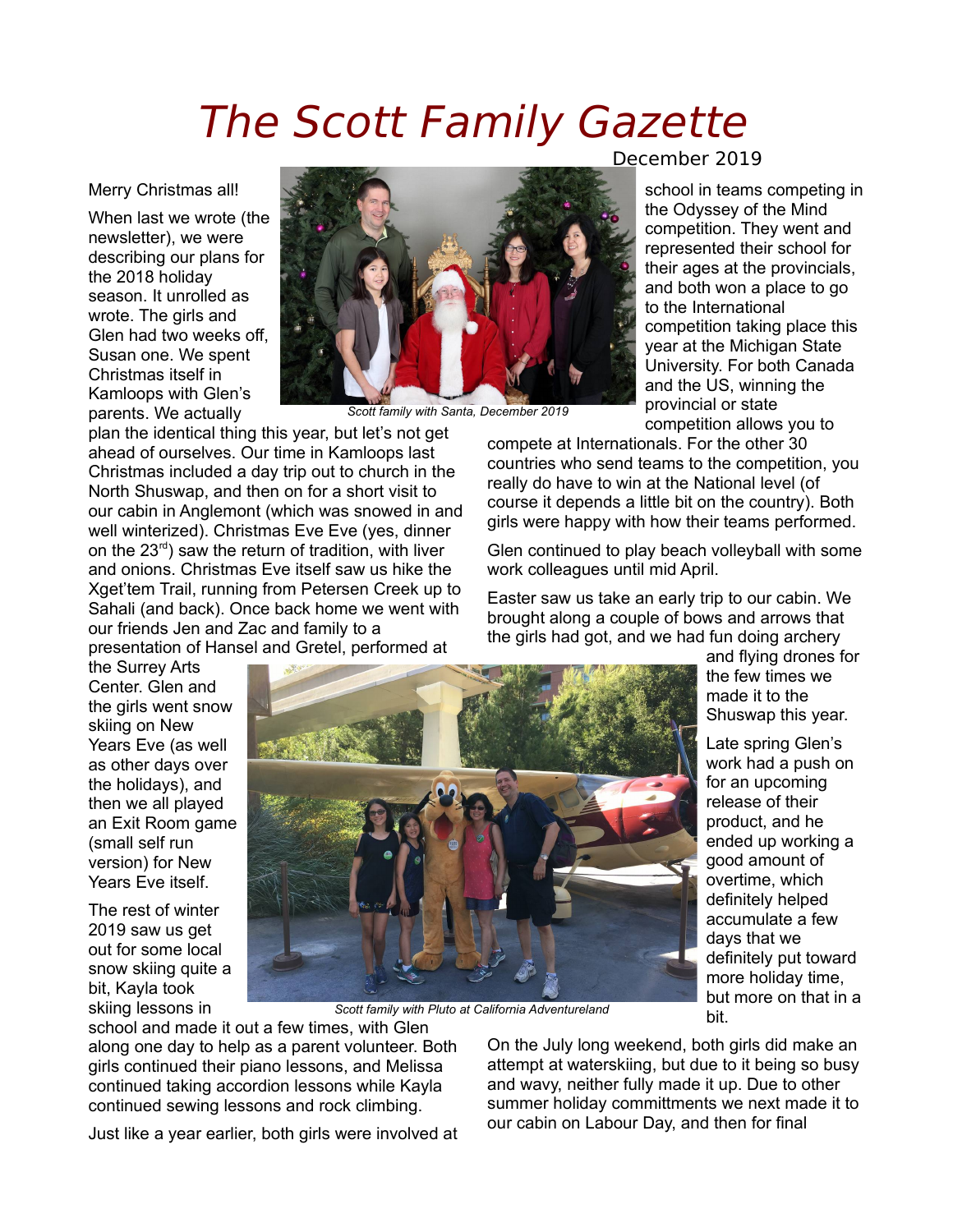# The Scott Family Gazette

December 2019

Merry Christmas all!

When last we wrote (the newsletter), we were describing our plans for the 2018 holiday season. It unrolled as wrote. The girls and Glen had two weeks off, Susan one. We spent Christmas itself in Kamloops with Glen's parents. We actually plan the identical thing this year, but let's not get ahead of ourselves. Our time in Kamloops last Christmas included a day trip out to church in the North Shuswap, and then on for a short visit to our cabin in Anglemont (which was snowed in and well winterized). Christmas Eve Eve (yes, dinner on the 23rd) saw the return of tradition, with liver and onions. Christmas Eve itself saw us hike the Xget'tem Trail, running from Petersen Creek up to Sahali (and back). Once back home we went with our friends Jen and Zac and family to a presentation of Hansel and Gretel, performed at the Surrey Arts Center. Glen and the girls went snow skiing on New Years Eve (as well as other days over the holidays), and then we all played an Exit Room game (small self run version) for New Years Eve itself.

*Scott family with Santa, December 2019*

The rest of winter 2019 saw us get out for some local snow skiing quite a bit, Kayla took skiing lessons in school and made it out a few times, with Glen along one day to help as a parent volunteer. Both girls continued their piano lessons, and Melissa continued taking accordion lessons while Kayla continued sewing lessons and rock climbing.

*Scott family with Pluto at California Adventureland*

Just like a year earlier, both girls were involved at school in teams competing in the Odyssey of the Mind competition. They went and represented their school for their ages at the provincials, and both won a place to go to the International competition taking place this year at the Michigan State University. For both Canada and the US, winning the provincial or state competition allows you to compete at Internationals. For the other 30 countries who send teams to the competition, you really do have to win at the National level (of course it depends a little bit on the country). Both girls were happy with how their teams performed.

Glen continued to play beach volleyball with some work colleagues until mid April.

Easter saw us take an early trip to our cabin. We brought along a couple of bows and arrows that the girls had got, and we had fun doing archery and flying drones for the few times we made it to the Shuswap this year.

Late spring Glen's work had a push on for an upcoming release of their product, and he ended up working a good amount of overtime, which definitely helped accumulate a few days that we definitely put toward more holiday time, but more on that in a bit.

On the July long weekend, both girls did make an attempt at waterskiing, but due to it being so busy and wavy, neither fully made it up. Due to other summer holiday committments we next made it to our cabin on Labour Day, and then for final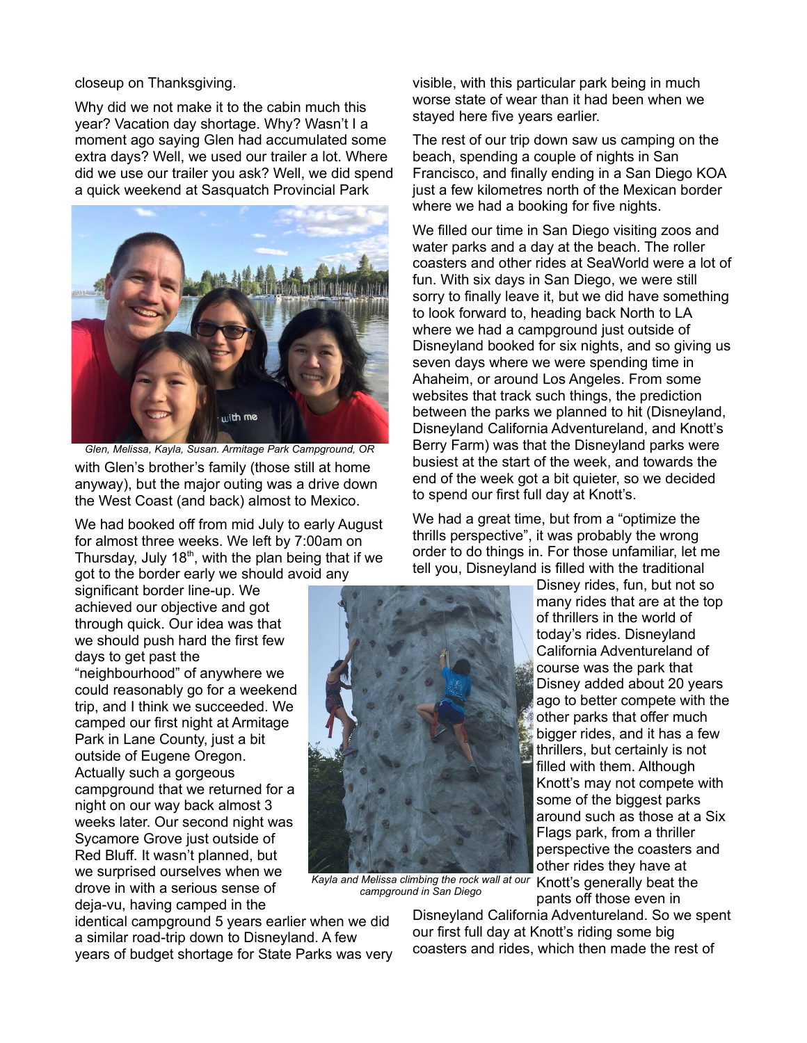closeup on Thanksgiving.

Why did we not make it to the cabin much this year? Vacation day shortage. Why? Wasn't I a moment ago saying Glen had accumulated some extra days? Well, we used our trailer a lot. Where did we use our trailer you ask? Well, we did spend a quick weekend at Sasquatch Provincial Park with Glen's brother's family (those still at home anyway), but the major outing was a drive down the West Coast (and back) almost to Mexico.

*Glen, Melissa, Kayla, Susan. Armitage Park Campground, OR*

We had booked off from mid July to early August for almost three weeks. We left by 7:00am on Thursday, July 18th, with the plan being that if we got to the border early we should avoid any significant border line-up. We achieved our objective and got through quick. Our idea was that we should push hard the first few days to get past the "neighbourhood" of anywhere we could reasonably go for a weekend trip, and I think we succeeded. We camped our first night at Armitage Park in Lane County, just a bit outside of Eugene Oregon. Actually such a gorgeous campground that we returned for a night on our way back almost 3 weeks later. Our second night was Sycamore Grove just outside of Red Bluff. It wasn't planned, but we surprised ourselves when we drove in with a serious sense of deja-vu, having camped in the identical campground 5 years earlier when we did a similar road-trip down to Disneyland. A few years of budget shortage for State Parks was very visible, with this particular park being in much worse state of wear than it had been when we stayed here five years earlier.

*Kayla and Melissa climbing the rock wall at our campground in San Diego*

The rest of our trip down saw us camping on the beach, spending a couple of nights in San Francisco, and finally ending in a San Diego KOA just a few kilometres north of the Mexican border where we had a booking for five nights.

We filled our time in San Diego visiting zoos and water parks and a day at the beach. The roller coasters and other rides at SeaWorld were a lot of fun. With six days in San Diego, we were still sorry to finally leave it, but we did have something to look forward to, heading back North to LA where we had a campground just outside of Disneyland booked for six nights, and so giving us seven days where we were spending time in Ahaheim, or around Los Angeles. From some websites that track such things, the prediction between the parks we planned to hit (Disneyland, Disneyland California Adventureland, and Knott's Berry Farm) was that the Disneyland parks were busiest at the start of the week, and towards the end of the week got a bit quieter, so we decided to spend our first full day at Knott's.

We had a great time, but from a "optimize the thrills perspective", it was probably the wrong order to do things in. For those unfamiliar, let me tell you, Disneyland is filled with the traditional Disney rides, fun, but not so many rides that are at the top of thrillers in the world of today's rides. Disneyland California Adventureland of course was the park that Disney added about 20 years ago to better compete with the other parks that offer much bigger rides, and it has a few thrillers, but certainly is not filled with them. Although Knott's may not compete with some of the biggest parks around such as those at a Six Flags park, from a thriller perspective the coasters and other rides they have at Knott's generally beat the pants off those even in Disneyland California Adventureland. So we spent our first full day at Knott's riding some big coasters and rides, which then made the rest of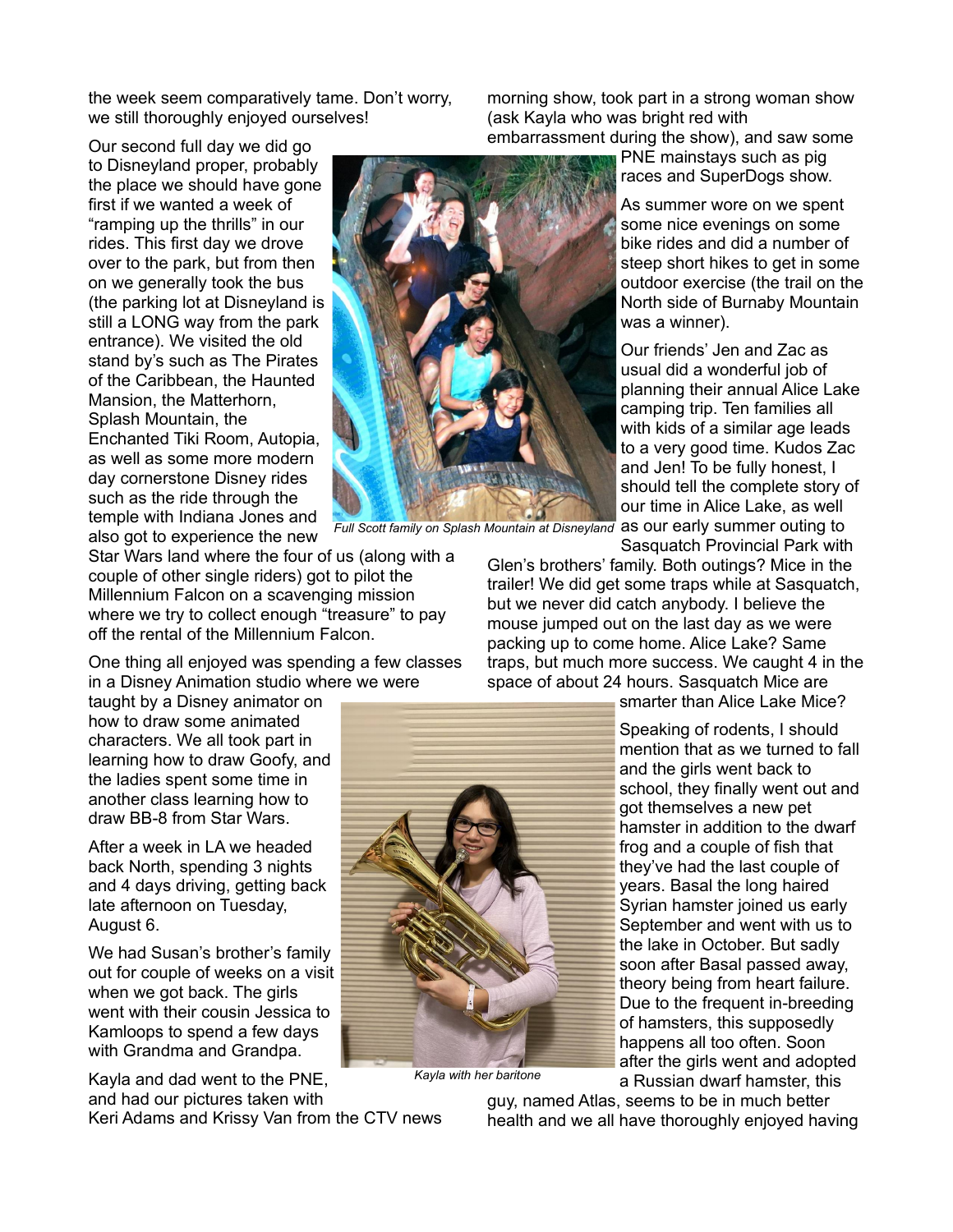the week seem comparatively tame. Don't worry, we still thoroughly enjoyed ourselves!

Our second full day we did go to Disneyland proper, probably the place we should have gone first if we wanted a week of "ramping up the thrills" in our rides. This first day we drove over to the park, but from then on we generally took the bus (the parking lot at Disneyland is still a LONG way from the park entrance). We visited the old stand by's such as The Pirates of the Caribbean, the Haunted Mansion, the Matterhorn, Splash Mountain, the Enchanted Tiki Room, Autopia, as well as some more modern day cornerstone Disney rides such as the ride through the temple with Indiana Jones and also got to experience the new Star Wars land where the four of us (along with a couple of other single riders) got to pilot the Millennium Falcon on a scavenging mission where we try to collect enough "treasure" to pay off the rental of the Millennium Falcon.

*Full Scott family on Splash Mountain at Disneyland*

One thing all enjoyed was spending a few classes in a Disney Animation studio where we were taught by a Disney animator on how to draw some animated characters. We all took part in learning how to draw Goofy, and the ladies spent some time in another class learning how to draw BB-8 from Star Wars.

After a week in LA we headed back North, spending 3 nights and 4 days driving, getting back late afternoon on Tuesday, August 6.

We had Susan's brother's family out for couple of weeks on a visit when we got back. The girls went with their cousin Jessica to Kamloops to spend a few days with Grandma and Grandpa.

*Kayla with her baritone*

Kayla and dad went to the PNE, and had our pictures taken with Keri Adams and Krissy Van from the CTV news morning show, took part in a strong woman show (ask Kayla who was bright red with embarrassment during the show), and saw some PNE mainstays such as pig races and SuperDogs show.

As summer wore on we spent some nice evenings on some bike rides and did a number of steep short hikes to get in some outdoor exercise (the trail on the North side of Burnaby Mountain was a winner).

Our friends' Jen and Zac as usual did a wonderful job of planning their annual Alice Lake camping trip. Ten families all with kids of a similar age leads to a very good time. Kudos Zac and Jen! To be fully honest, I should tell the complete story of our time in Alice Lake, as well as our early summer outing to Sasquatch Provincial Park with Glen's brothers' family. Both outings? Mice in the trailer! We did get some traps while at Sasquatch, but we never did catch anybody. I believe the mouse jumped out on the last day as we were packing up to come home. Alice Lake? Same traps, but much more success. We caught 4 in the space of about 24 hours. Sasquatch Mice are smarter than Alice Lake Mice?

Speaking of rodents, I should mention that as we turned to fall and the girls went back to school, they finally went out and got themselves a new pet hamster in addition to the dwarf frog and a couple of fish that they've had the last couple of years. Basal the long haired Syrian hamster joined us early September and went with us to the lake in October. But sadly soon after Basal passed away, theory being from heart failure. Due to the frequent in-breeding of hamsters, this supposedly happens all too often. Soon after the girls went and adopted a Russian dwarf hamster, this guy, named Atlas, seems to be in much better health and we all have thoroughly enjoyed having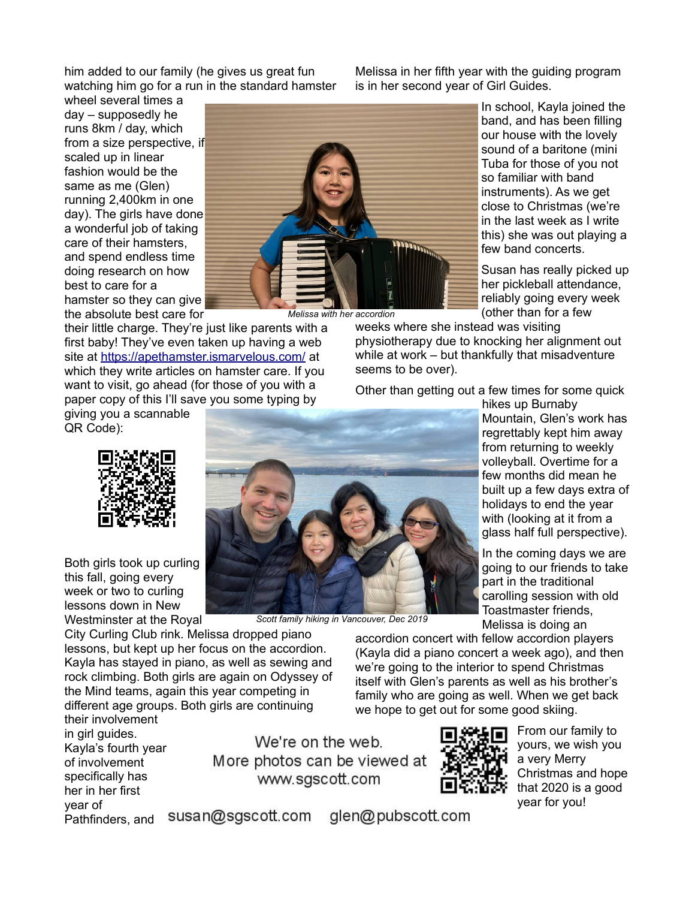him added to our family (he gives us great fun watching him go for a run in the standard hamster wheel several times a day – supposedly he runs 8km / day, which from a size perspective, if scaled up in linear fashion would be the same as me (Glen) running 2,400km in one day). The girls have done a wonderful job of taking care of their hamsters, and spend endless time doing research on how best to care for a hamster so they can give the absolute best care for their little charge. They're just like parents with a first baby! They've even taken up having a web site at https://apethamster.ismarvelous.com/ at which they write articles on hamster care. If you want to visit, go ahead (for those of you with a paper copy of this I'll save you some typing by giving you a scannable QR Code):

*Melissa with her accordion*

Both girls took up curling this fall, going every week or two to curling lessons down in New Westminster at the Royal City Curling Club rink. Melissa dropped piano lessons, but kept up her focus on the accordion. Kayla has stayed in piano, as well as sewing and rock climbing. Both girls are again on Odyssey of the Mind teams, again this year competing in different age groups. Both girls are continuing their involvement in girl guides. Kayla's fourth year of involvement specifically has her in her first year of Pathfinders, and Melissa in her fifth year with the guiding program is in her second year of Girl Guides.

*Scott family hiking in Vancouver, Dec 2019*

In school, Kayla joined the band, and has been filling our house with the lovely sound of a baritone (mini Tuba for those of you not so familiar with band instruments). As we get close to Christmas (we're in the last week as I write this) she was out playing a few band concerts.

Susan has really picked up her pickleball attendance, reliably going every week (other than for a few weeks where she instead was visiting physiotherapy due to knocking her alignment out while at work – but thankfully that misadventure seems to be over).

Other than getting out a few times for some quick hikes up Burnaby Mountain, Glen's work has regrettably kept him away from returning to weekly volleyball. Overtime for a few months did mean he built up a few days extra of holidays to end the year with (looking at it from a glass half full perspective).

In the coming days we are going to our friends to take part in the traditional carolling session with old Toastmaster friends, Melissa is doing an accordion concert with fellow accordion players (Kayla did a piano concert a week ago), and then we're going to the interior to spend Christmas itself with Glen's parents as well as his brother's family who are going as well. When we get back we hope to get out for some good skiing.

From our family to yours, we wish you a very Merry Christmas and hope that 2020 is a good year for you!

We're on the web.
More photos can be viewed at
www.sgscott.com

susan@sgscott.com    glen@pubscott.com